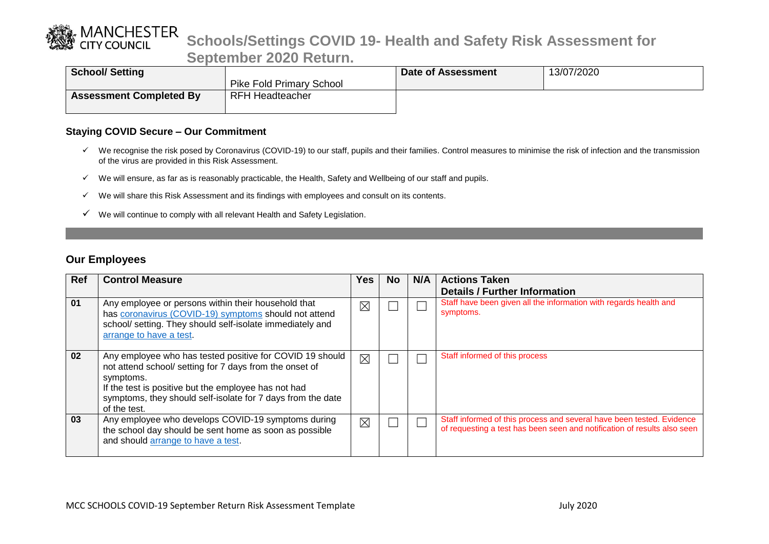# Schools/Settings COVID 19- Health and Safety Risk Assessment for September 2020 Return.

| School/ Setting | Pike Fold Primary School | Date of Assessment | 13/07/2020 |
|---|---|---|---|
| **Assessment Completed By** | RFH Headteacher | | |

### Staying COVID Secure – Our Commitment

- ✓ We recognise the risk posed by Coronavirus (COVID-19) to our staff, pupils and their families. Control measures to minimise the risk of infection and the transmission of the virus are provided in this Risk Assessment.
- ✓ We will ensure, as far as is reasonably practicable, the Health, Safety and Wellbeing of our staff and pupils.
- ✓ We will share this Risk Assessment and its findings with employees and consult on its contents.
- ✓ We will continue to comply with all relevant Health and Safety Legislation.

## Our Employees

| Ref | Control Measure | Yes | No | N/A | Actions Taken Details / Further Information |
|---|---|---|---|---|---|
| 01 | Any employee or persons within their household that has coronavirus (COVID-19) symptoms should not attend school/ setting. They should self-isolate immediately and arrange to have a test. | ☒ | ☐ | ☐ | Staff have been given all the information with regards health and symptoms. |
| 02 | Any employee who has tested positive for COVID 19 should not attend school/ setting for 7 days from the onset of symptoms. If the test is positive but the employee has not had symptoms, they should self-isolate for 7 days from the date of the test. | ☒ | ☐ | ☐ | Staff informed of this process |
| 03 | Any employee who develops COVID-19 symptoms during the school day should be sent home as soon as possible and should arrange to have a test. | ☒ | ☐ | ☐ | Staff informed of this process and several have been tested. Evidence of requesting a test has been seen and notification of results also seen |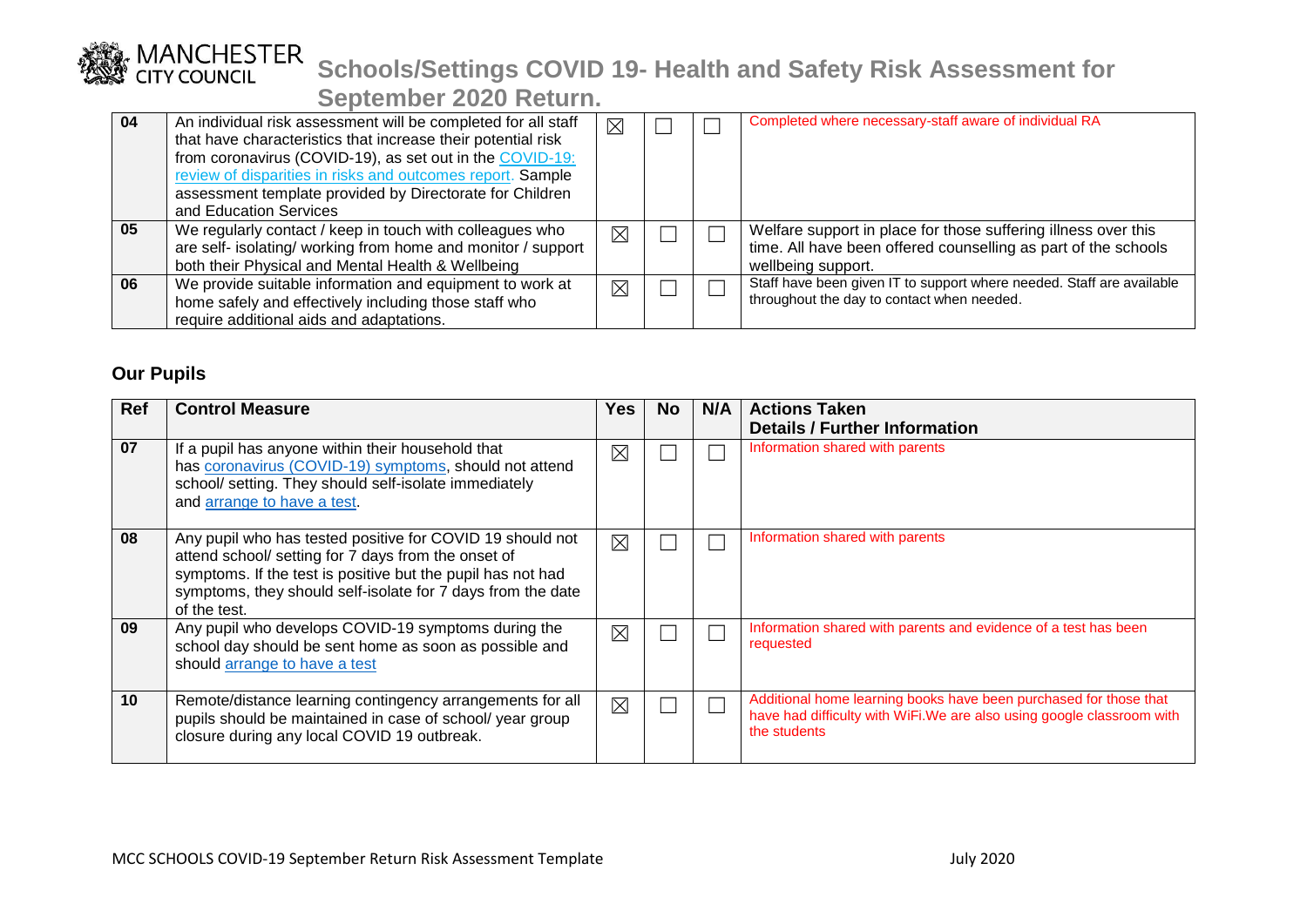| | | | | | |
|---|---|---|---|---|---|
| 04 | An individual risk assessment will be completed for all staff that have characteristics that increase their potential risk from coronavirus (COVID-19), as set out in the COVID-19: review of disparities in risks and outcomes report. Sample assessment template provided by Directorate for Children and Education Services | ☒ | ☐ | ☐ | Completed where necessary-staff aware of individual RA |
| 05 | We regularly contact / keep in touch with colleagues who are self- isolating/ working from home and monitor / support both their Physical and Mental Health & Wellbeing | ☒ | ☐ | ☐ | Welfare support in place for those suffering illness over this time. All have been offered counselling as part of the schools wellbeing support. |
| 06 | We provide suitable information and equipment to work at home safely and effectively including those staff who require additional aids and adaptations. | ☒ | ☐ | ☐ | Staff have been given IT to support where needed. Staff are available throughout the day to contact when needed. |

## Our Pupils

| Ref | Control Measure | Yes | No | N/A | Actions Taken Details / Further Information |
|---|---|---|---|---|---|
| 07 | If a pupil has anyone within their household that has coronavirus (COVID-19) symptoms, should not attend school/ setting. They should self-isolate immediately and arrange to have a test. | ☒ | ☐ | ☐ | Information shared with parents |
| 08 | Any pupil who has tested positive for COVID 19 should not attend school/ setting for 7 days from the onset of symptoms. If the test is positive but the pupil has not had symptoms, they should self-isolate for 7 days from the date of the test. | ☒ | ☐ | ☐ | Information shared with parents |
| 09 | Any pupil who develops COVID-19 symptoms during the school day should be sent home as soon as possible and should arrange to have a test | ☒ | ☐ | ☐ | Information shared with parents and evidence of a test has been requested |
| 10 | Remote/distance learning contingency arrangements for all pupils should be maintained in case of school/ year group closure during any local COVID 19 outbreak. | ☒ | ☐ | ☐ | Additional home learning books have been purchased for those that have had difficulty with WiFi.We are also using google classroom with the students |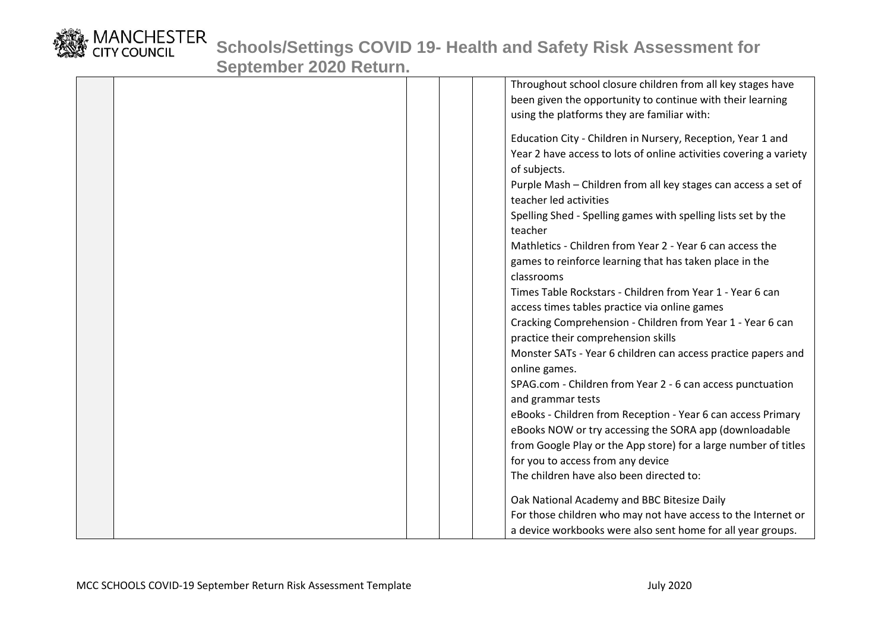| | | | | | |
|---|---|---|---|---|---|
| | | | | | Throughout school closure children from all key stages have been given the opportunity to continue with their learning using the platforms they are familiar with:<br><br>Education City - Children in Nursery, Reception, Year 1 and Year 2 have access to lots of online activities covering a variety of subjects.<br>Purple Mash – Children from all key stages can access a set of teacher led activities<br>Spelling Shed - Spelling games with spelling lists set by the teacher<br>Mathletics - Children from Year 2 - Year 6 can access the games to reinforce learning that has taken place in the classrooms<br>Times Table Rockstars - Children from Year 1 - Year 6 can access times tables practice via online games<br>Cracking Comprehension - Children from Year 1 - Year 6 can practice their comprehension skills<br>Monster SATs - Year 6 children can access practice papers and online games.<br>SPAG.com - Children from Year 2 - 6 can access punctuation and grammar tests<br>eBooks - Children from Reception - Year 6 can access Primary eBooks NOW or try accessing the SORA app (downloadable from Google Play or the App store) for a large number of titles for you to access from any device<br>The children have also been directed to:<br><br>Oak National Academy and BBC Bitesize Daily<br>For those children who may not have access to the Internet or a device workbooks were also sent home for all year groups. |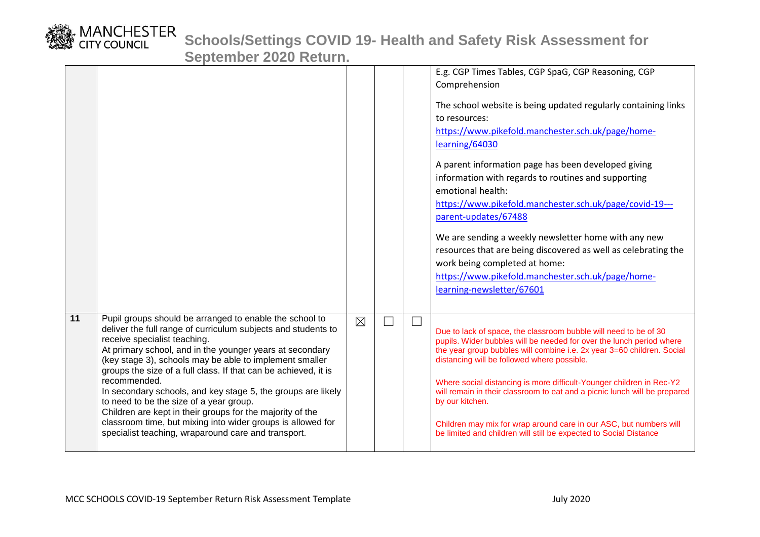| | | | | | |
|---|---|---|---|---|---|
| | | | | | E.g. CGP Times Tables, CGP SpaG, CGP Reasoning, CGP Comprehension<br><br>The school website is being updated regularly containing links to resources:<br>https://www.pikefold.manchester.sch.uk/page/home-learning/64030<br><br>A parent information page has been developed giving information with regards to routines and supporting emotional health:<br>https://www.pikefold.manchester.sch.uk/page/covid-19---parent-updates/67488<br><br>We are sending a weekly newsletter home with any new resources that are being discovered as well as celebrating the work being completed at home:<br>https://www.pikefold.manchester.sch.uk/page/home-learning-newsletter/67601 |
| **11** | Pupil groups should be arranged to enable the school to deliver the full range of curriculum subjects and students to receive specialist teaching.<br>At primary school, and in the younger years at secondary (key stage 3), schools may be able to implement smaller groups the size of a full class. If that can be achieved, it is recommended.<br>In secondary schools, and key stage 5, the groups are likely to need to be the size of a year group.<br>Children are kept in their groups for the majority of the classroom time, but mixing into wider groups is allowed for specialist teaching, wraparound care and transport. | ☒ | ☐ | ☐ | Due to lack of space, the classroom bubble will need to be of 30 pupils. Wider bubbles will be needed for over the lunch period where the year group bubbles will combine i.e. 2x year 3=60 children. Social distancing will be followed where possible.<br><br>Where social distancing is more difficult-Younger children in Rec-Y2 will remain in their classroom to eat and a picnic lunch will be prepared by our kitchen.<br><br>Children may mix for wrap around care in our ASC, but numbers will be limited and children will still be expected to Social Distance |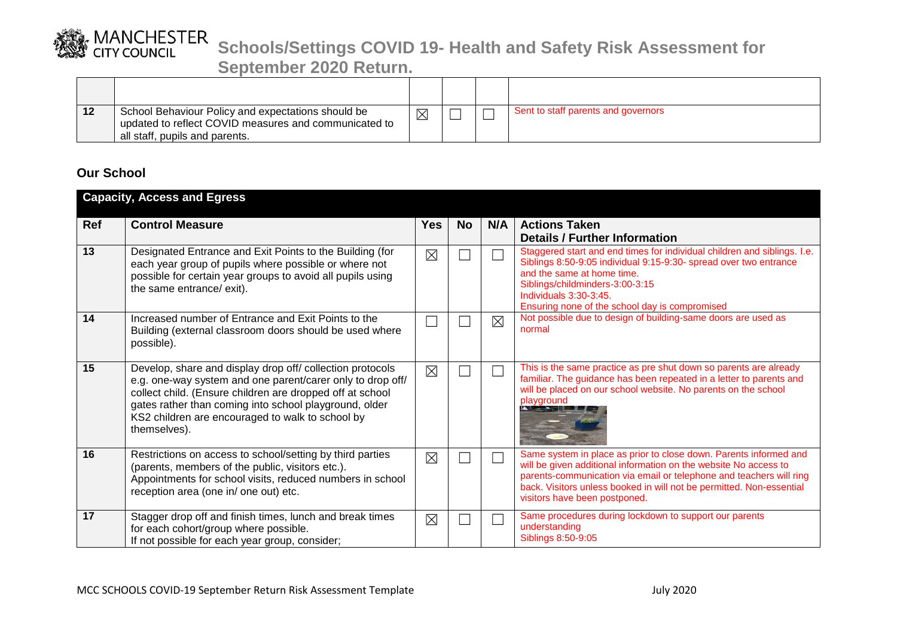| | | | | | |
|---|---|---|---|---|---|
| | | | | | |
| 12 | School Behaviour Policy and expectations should be updated to reflect COVID measures and communicated to all staff, pupils and parents. | ☒ | ☐ | ☐ | Sent to staff parents and governors |

## Our School

| Capacity, Access and Egress | | | | | |
|---|---|---|---|---|---|
| **Ref** | **Control Measure** | **Yes** | **No** | **N/A** | **Actions Taken**<br>**Details / Further Information** |
| 13 | Designated Entrance and Exit Points to the Building (for each year group of pupils where possible or where not possible for certain year groups to avoid all pupils using the same entrance/ exit). | ☒ | ☐ | ☐ | Staggered start and end times for individual children and siblings. I.e. Siblings 8:50-9:05 individual 9:15-9:30- spread over two entrance and the same at home time.<br>Siblings/childminders-3:00-3:15<br>Individuals 3:30-3:45.<br>Ensuring none of the school day is compromised |
| 14 | Increased number of Entrance and Exit Points to the Building (external classroom doors should be used where possible). | ☐ | ☐ | ☒ | Not possible due to design of building-same doors are used as normal |
| 15 | Develop, share and display drop off/ collection protocols e.g. one-way system and one parent/carer only to drop off/ collect child. (Ensure children are dropped off at school gates rather than coming into school playground, older KS2 children are encouraged to walk to school by themselves). | ☒ | ☐ | ☐ | This is the same practice as pre shut down so parents are already familiar. The guidance has been repeated in a letter to parents and will be placed on our school website. No parents on the school playground |
| 16 | Restrictions on access to school/setting by third parties (parents, members of the public, visitors etc.). Appointments for school visits, reduced numbers in school reception area (one in/ one out) etc. | ☒ | ☐ | ☐ | Same system in place as prior to close down. Parents informed and will be given additional information on the website No access to parents-communication via email or telephone and teachers will ring back. Visitors unless booked in will not be permitted. Non-essential visitors have been postponed. |
| 17 | Stagger drop off and finish times, lunch and break times for each cohort/group where possible.<br>If not possible for each year group, consider; | ☒ | ☐ | ☐ | Same procedures during lockdown to support our parents understanding<br>Siblings 8:50-9:05 |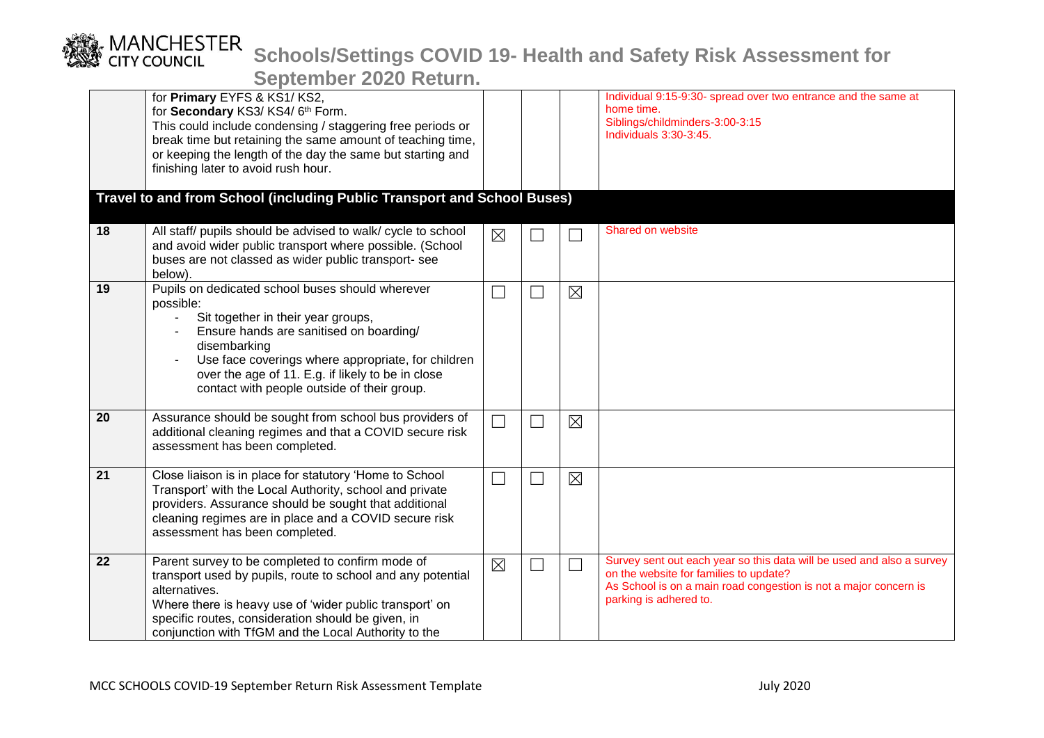| | | | | | |
|---|---|---|---|---|---|
| | for **Primary** EYFS & KS1/ KS2,<br>for **Secondary** KS3/ KS4/ 6th Form.<br>This could include condensing / staggering free periods or break time but retaining the same amount of teaching time, or keeping the length of the day the same but starting and finishing later to avoid rush hour. | | | | Individual 9:15-9:30- spread over two entrance and the same at home time.<br>Siblings/childminders-3:00-3:15<br>Individuals 3:30-3:45. |
| **Travel to and from School (including Public Transport and School Buses)** | | | | | |
| **18** | All staff/ pupils should be advised to walk/ cycle to school and avoid wider public transport where possible. (School buses are not classed as wider public transport- see below). | ☒ | ☐ | ☐ | Shared on website |
| **19** | Pupils on dedicated school buses should wherever possible:<br>- Sit together in their year groups,<br>- Ensure hands are sanitised on boarding/ disembarking<br>- Use face coverings where appropriate, for children over the age of 11. E.g. if likely to be in close contact with people outside of their group. | ☐ | ☐ | ☒ | |
| **20** | Assurance should be sought from school bus providers of additional cleaning regimes and that a COVID secure risk assessment has been completed. | ☐ | ☐ | ☒ | |
| **21** | Close liaison is in place for statutory 'Home to School Transport' with the Local Authority, school and private providers. Assurance should be sought that additional cleaning regimes are in place and a COVID secure risk assessment has been completed. | ☐ | ☐ | ☒ | |
| **22** | Parent survey to be completed to confirm mode of transport used by pupils, route to school and any potential alternatives.<br>Where there is heavy use of 'wider public transport' on specific routes, consideration should be given, in conjunction with TfGM and the Local Authority to the | ☒ | ☐ | ☐ | Survey sent out each year so this data will be used and also a survey on the website for families to update?<br>As School is on a main road congestion is not a major concern is parking is adhered to. |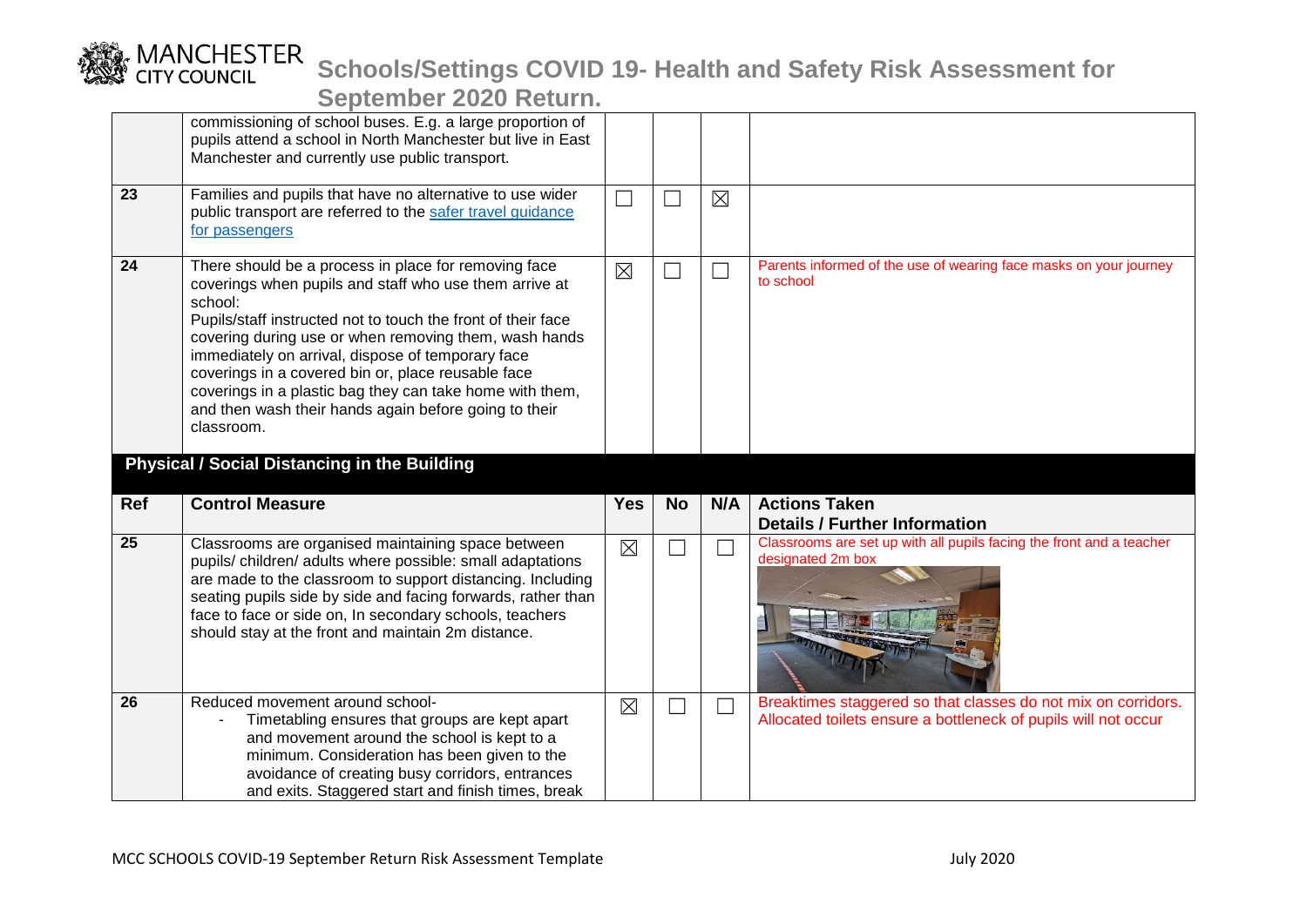| | | | | | |
|---|---|---|---|---|---|
| | commissioning of school buses. E.g. a large proportion of pupils attend a school in North Manchester but live in East Manchester and currently use public transport. | | | | |
| 23 | Families and pupils that have no alternative to use wider public transport are referred to the safer travel guidance for passengers | ☐ | ☐ | ☒ | |
| 24 | There should be a process in place for removing face coverings when pupils and staff who use them arrive at school: Pupils/staff instructed not to touch the front of their face covering during use or when removing them, wash hands immediately on arrival, dispose of temporary face coverings in a covered bin or, place reusable face coverings in a plastic bag they can take home with them, and then wash their hands again before going to their classroom. | ☒ | ☐ | ☐ | Parents informed of the use of wearing face masks on your journey to school |

**Physical / Social Distancing in the Building**

| Ref | Control Measure | Yes | No | N/A | Actions Taken Details / Further Information |
|---|---|---|---|---|---|
| 25 | Classrooms are organised maintaining space between pupils/ children/ adults where possible: small adaptations are made to the classroom to support distancing. Including seating pupils side by side and facing forwards, rather than face to face or side on, In secondary schools, teachers should stay at the front and maintain 2m distance. | ☒ | ☐ | ☐ | Classrooms are set up with all pupils facing the front and a teacher designated 2m box |
| 26 | Reduced movement around school- <br> - Timetabling ensures that groups are kept apart and movement around the school is kept to a minimum. Consideration has been given to the avoidance of creating busy corridors, entrances and exits. Staggered start and finish times, break | ☒ | ☐ | ☐ | Breaktimes staggered so that classes do not mix on corridors. Allocated toilets ensure a bottleneck of pupils will not occur |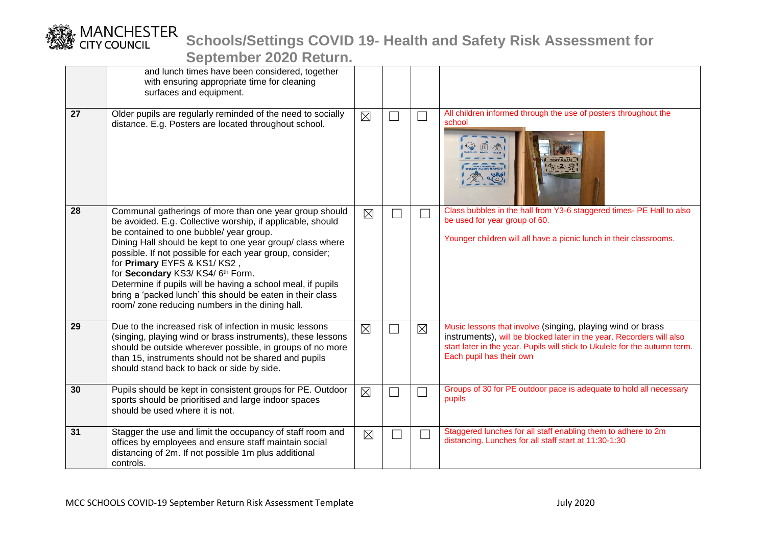| | | | | | |
|---|---|---|---|---|---|
| | and lunch times have been considered, together with ensuring appropriate time for cleaning surfaces and equipment. | | | | |
| 27 | Older pupils are regularly reminded of the need to socially distance. E.g. Posters are located throughout school. | ☒ | ☐ | ☐ | All children informed through the use of posters throughout the school |
| 28 | Communal gatherings of more than one year group should be avoided. E.g. Collective worship, if applicable, should be contained to one bubble/ year group.<br>Dining Hall should be kept to one year group/ class where possible. If not possible for each year group, consider; for **Primary** EYFS & KS1/ KS2 ,<br>for **Secondary** KS3/ KS4/ 6th Form.<br>Determine if pupils will be having a school meal, if pupils bring a 'packed lunch' this should be eaten in their class room/ zone reducing numbers in the dining hall. | ☒ | ☐ | ☐ | Class bubbles in the hall from Y3-6 staggered times- PE Hall to also be used for year group of 60.<br><br>Younger children will all have a picnic lunch in their classrooms. |
| 29 | Due to the increased risk of infection in music lessons (singing, playing wind or brass instruments), these lessons should be outside wherever possible, in groups of no more than 15, instruments should not be shared and pupils should stand back to back or side by side. | ☒ | ☐ | ☒ | Music lessons that involve (singing, playing wind or brass instruments), will be blocked later in the year. Recorders will also start later in the year. Pupils will stick to Ukulele for the autumn term. Each pupil has their own |
| 30 | Pupils should be kept in consistent groups for PE. Outdoor sports should be prioritised and large indoor spaces should be used where it is not. | ☒ | ☐ | ☐ | Groups of 30 for PE outdoor pace is adequate to hold all necessary pupils |
| 31 | Stagger the use and limit the occupancy of staff room and offices by employees and ensure staff maintain social distancing of 2m. If not possible 1m plus additional controls. | ☒ | ☐ | ☐ | Staggered lunches for all staff enabling them to adhere to 2m distancing. Lunches for all staff start at 11:30-1:30 |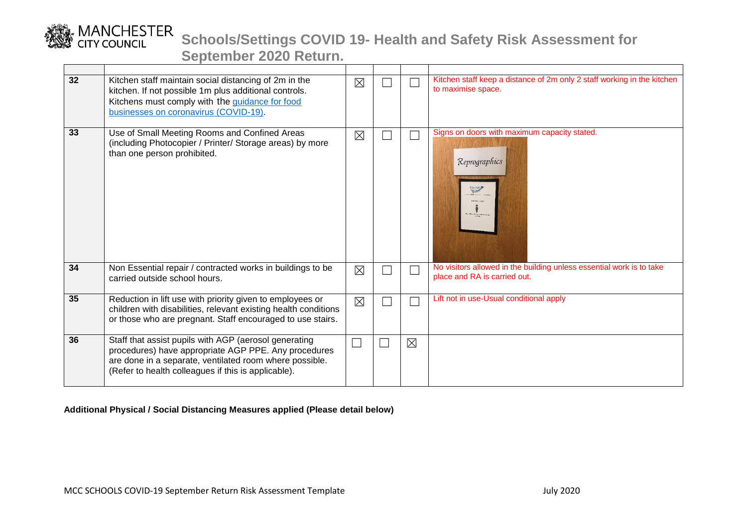| | | | | | |
|---|---|---|---|---|---|
| 32 | Kitchen staff maintain social distancing of 2m in the kitchen. If not possible 1m plus additional controls. Kitchens must comply with the [guidance for food businesses on coronavirus (COVID-19)](). | ☒ | ☐ | ☐ | Kitchen staff keep a distance of 2m only 2 staff working in the kitchen to maximise space. |
| 33 | Use of Small Meeting Rooms and Confined Areas (including Photocopier / Printer/ Storage areas) by more than one person prohibited. | ☒ | ☐ | ☐ | Signs on doors with maximum capacity stated. |
| 34 | Non Essential repair / contracted works in buildings to be carried outside school hours. | ☒ | ☐ | ☐ | No visitors allowed in the building unless essential work is to take place and RA is carried out. |
| 35 | Reduction in lift use with priority given to employees or children with disabilities, relevant existing health conditions or those who are pregnant. Staff encouraged to use stairs. | ☒ | ☐ | ☐ | Lift not in use-Usual conditional apply |
| 36 | Staff that assist pupils with AGP (aerosol generating procedures) have appropriate AGP PPE. Any procedures are done in a separate, ventilated room where possible. (Refer to health colleagues if this is applicable). | ☐ | ☐ | ☒ | |

**Additional Physical / Social Distancing Measures applied (Please detail below)**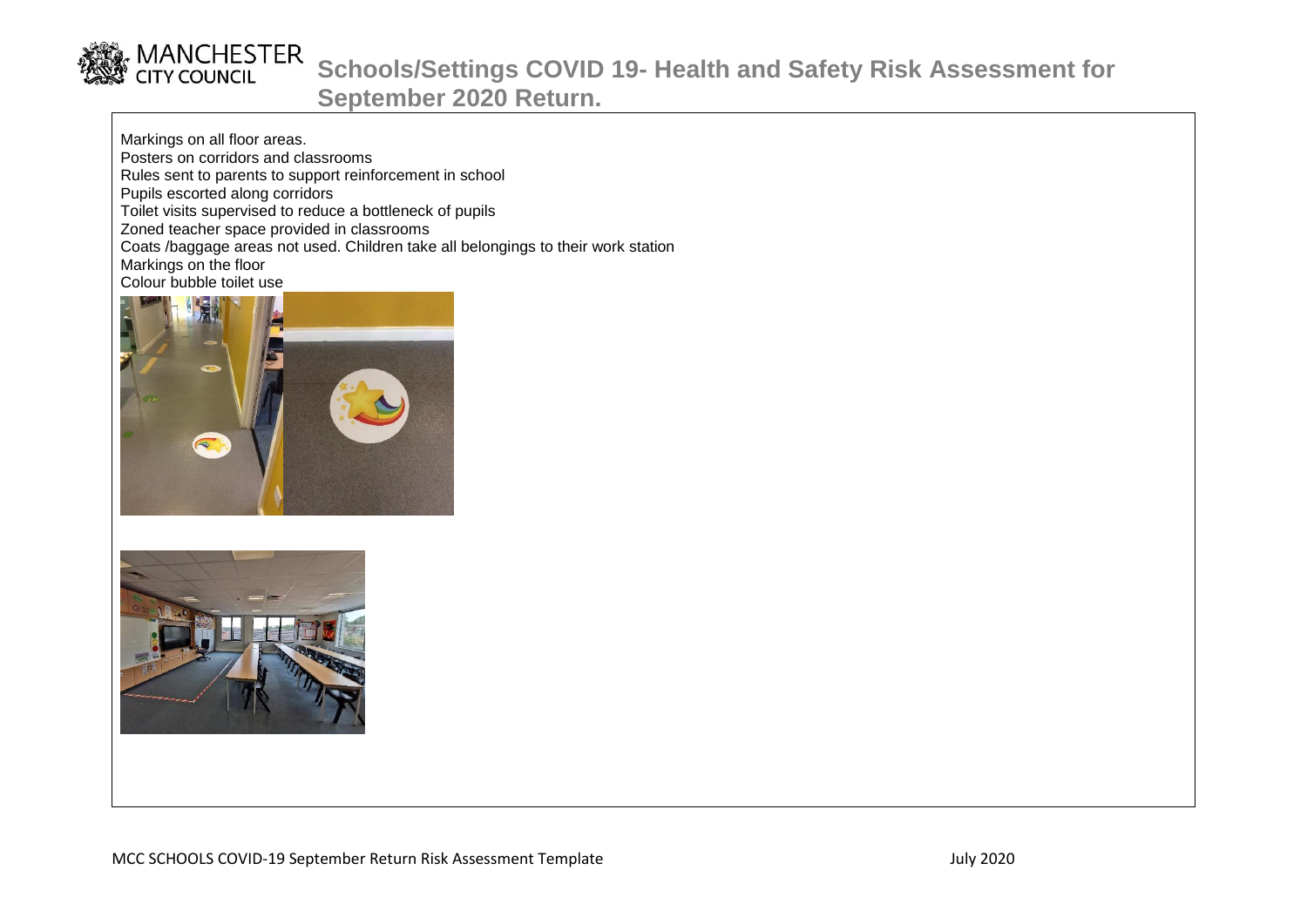Markings on all floor areas.
Posters on corridors and classrooms
Rules sent to parents to support reinforcement in school
Pupils escorted along corridors
Toilet visits supervised to reduce a bottleneck of pupils
Zoned teacher space provided in classrooms
Coats /baggage areas not used. Children take all belongings to their work station
Markings on the floor
Colour bubble toilet use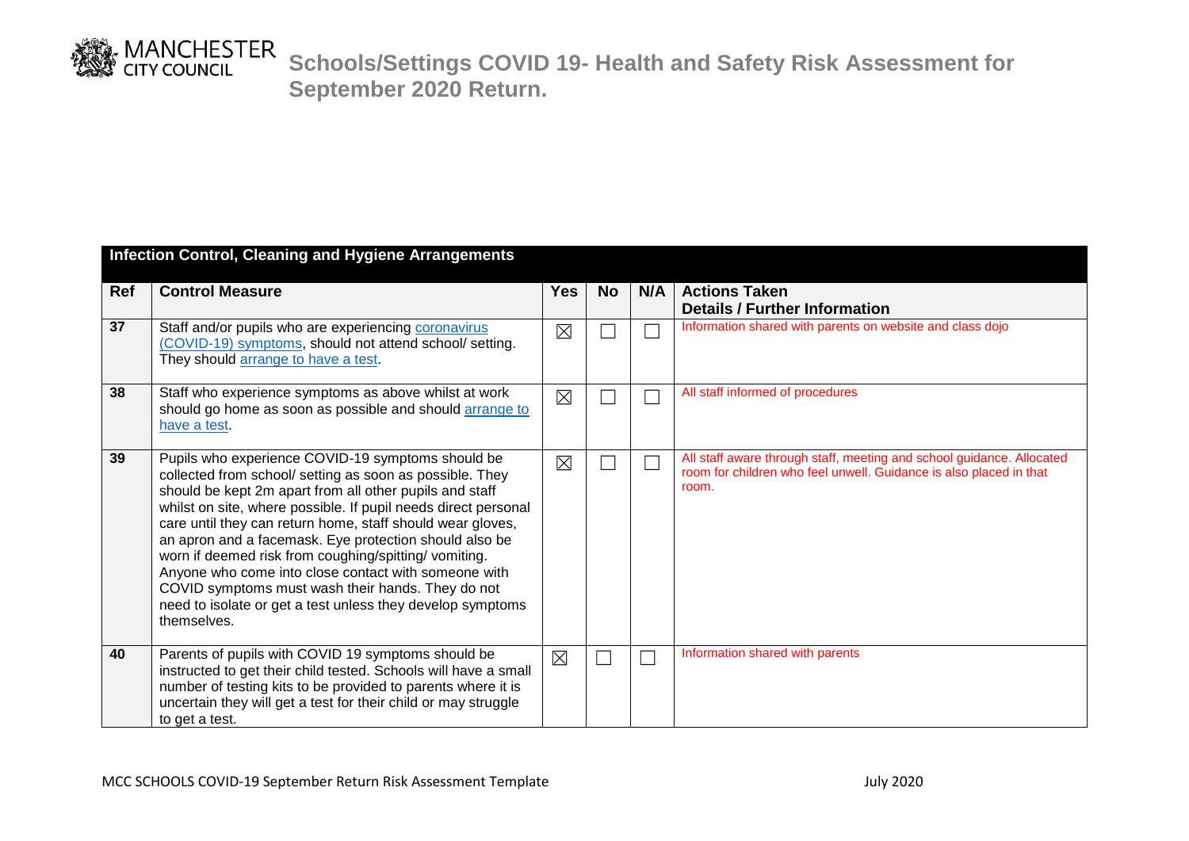| Infection Control, Cleaning and Hygiene Arrangements | | | | | |
|---|---|---|---|---|---|
| **Ref** | **Control Measure** | **Yes** | **No** | **N/A** | **Actions Taken Details / Further Information** |
| 37 | Staff and/or pupils who are experiencing coronavirus (COVID-19) symptoms, should not attend school/ setting. They should arrange to have a test. | ☒ | ☐ | ☐ | Information shared with parents on website and class dojo |
| 38 | Staff who experience symptoms as above whilst at work should go home as soon as possible and should arrange to have a test. | ☒ | ☐ | ☐ | All staff informed of procedures |
| 39 | Pupils who experience COVID-19 symptoms should be collected from school/ setting as soon as possible. They should be kept 2m apart from all other pupils and staff whilst on site, where possible. If pupil needs direct personal care until they can return home, staff should wear gloves, an apron and a facemask. Eye protection should also be worn if deemed risk from coughing/spitting/ vomiting. Anyone who come into close contact with someone with COVID symptoms must wash their hands. They do not need to isolate or get a test unless they develop symptoms themselves. | ☒ | ☐ | ☐ | All staff aware through staff, meeting and school guidance. Allocated room for children who feel unwell. Guidance is also placed in that room. |
| 40 | Parents of pupils with COVID 19 symptoms should be instructed to get their child tested. Schools will have a small number of testing kits to be provided to parents where it is uncertain they will get a test for their child or may struggle to get a test. | ☒ | ☐ | ☐ | Information shared with parents |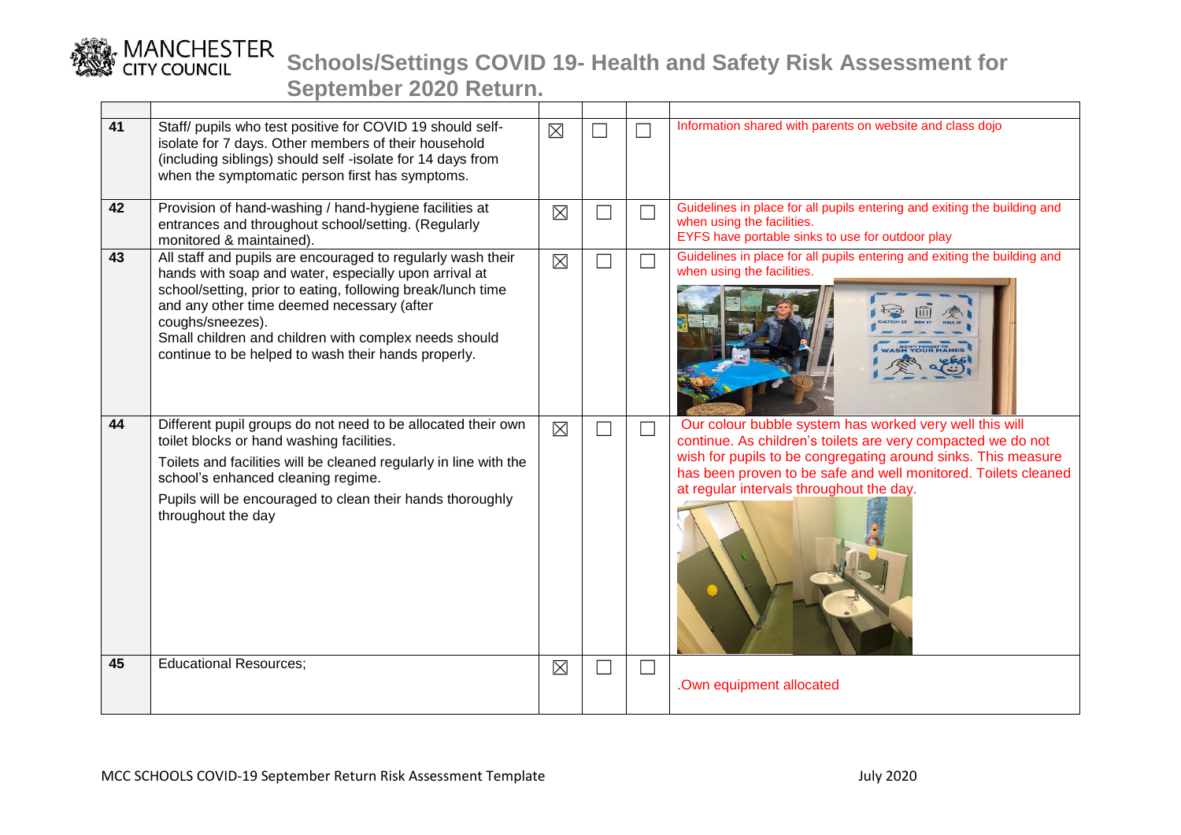# Schools/Settings COVID 19- Health and Safety Risk Assessment for September 2020 Return.

| | | | | | |
|---|---|---|---|---|---|
| 41 | Staff/ pupils who test positive for COVID 19 should self-isolate for 7 days. Other members of their household (including siblings) should self -isolate for 14 days from when the symptomatic person first has symptoms. | ☒ | ☐ | ☐ | Information shared with parents on website and class dojo |
| 42 | Provision of hand-washing / hand-hygiene facilities at entrances and throughout school/setting. (Regularly monitored & maintained). | ☒ | ☐ | ☐ | Guidelines in place for all pupils entering and exiting the building and when using the facilities.<br>EYFS have portable sinks to use for outdoor play |
| 43 | All staff and pupils are encouraged to regularly wash their hands with soap and water, especially upon arrival at school/setting, prior to eating, following break/lunch time and any other time deemed necessary (after coughs/sneezes).<br>Small children and children with complex needs should continue to be helped to wash their hands properly. | ☒ | ☐ | ☐ | Guidelines in place for all pupils entering and exiting the building and when using the facilities. |
| 44 | Different pupil groups do not need to be allocated their own toilet blocks or hand washing facilities.<br>Toilets and facilities will be cleaned regularly in line with the school's enhanced cleaning regime.<br>Pupils will be encouraged to clean their hands thoroughly throughout the day | ☒ | ☐ | ☐ | Our colour bubble system has worked very well this will continue. As children's toilets are very compacted we do not wish for pupils to be congregating around sinks. This measure has been proven to be safe and well monitored. Toilets cleaned at regular intervals throughout the day. |
| 45 | Educational Resources; | ☒ | ☐ | ☐ | .Own equipment allocated |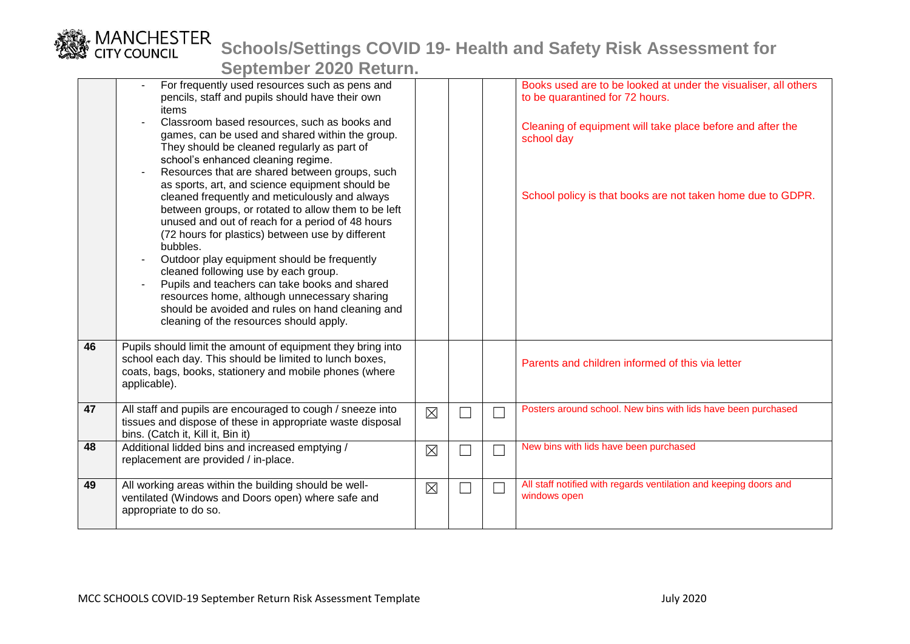| | | | | | |
|---|---|---|---|---|---|
| | - For frequently used resources such as pens and pencils, staff and pupils should have their own items<br>- Classroom based resources, such as books and games, can be used and shared within the group. They should be cleaned regularly as part of school's enhanced cleaning regime.<br>- Resources that are shared between groups, such as sports, art, and science equipment should be cleaned frequently and meticulously and always between groups, or rotated to allow them to be left unused and out of reach for a period of 48 hours (72 hours for plastics) between use by different bubbles.<br>- Outdoor play equipment should be frequently cleaned following use by each group.<br>- Pupils and teachers can take books and shared resources home, although unnecessary sharing should be avoided and rules on hand cleaning and cleaning of the resources should apply. | | | | Books used are to be looked at under the visualiser, all others to be quarantined for 72 hours.<br><br>Cleaning of equipment will take place before and after the school day<br><br>School policy is that books are not taken home due to GDPR. |
| 46 | Pupils should limit the amount of equipment they bring into school each day. This should be limited to lunch boxes, coats, bags, books, stationery and mobile phones (where applicable). | | | | Parents and children informed of this via letter |
| 47 | All staff and pupils are encouraged to cough / sneeze into tissues and dispose of these in appropriate waste disposal bins. (Catch it, Kill it, Bin it) | ☒ | ☐ | ☐ | Posters around school. New bins with lids have been purchased |
| 48 | Additional lidded bins and increased emptying / replacement are provided / in-place. | ☒ | ☐ | ☐ | New bins with lids have been purchased |
| 49 | All working areas within the building should be well-ventilated (Windows and Doors open) where safe and appropriate to do so. | ☒ | ☐ | ☐ | All staff notified with regards ventilation and keeping doors and windows open |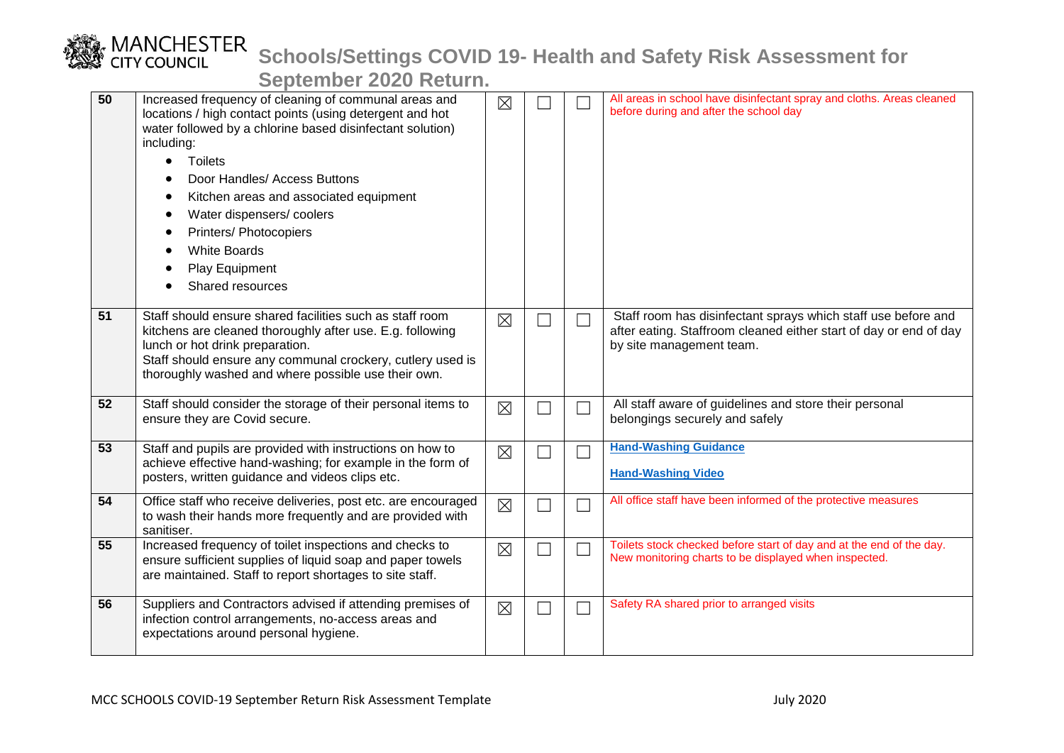| 50 | Increased frequency of cleaning of communal areas and locations / high contact points (using detergent and hot water followed by a chlorine based disinfectant solution) including:<br>• Toilets<br>• Door Handles/ Access Buttons<br>• Kitchen areas and associated equipment<br>• Water dispensers/ coolers<br>• Printers/ Photocopiers<br>• White Boards<br>• Play Equipment<br>• Shared resources | ☒ | ☐ | ☐ | All areas in school have disinfectant spray and cloths. Areas cleaned before during and after the school day |
|---|---|---|---|---|---|
| 51 | Staff should ensure shared facilities such as staff room kitchens are cleaned thoroughly after use. E.g. following lunch or hot drink preparation.<br>Staff should ensure any communal crockery, cutlery used is thoroughly washed and where possible use their own. | ☒ | ☐ | ☐ | Staff room has disinfectant sprays which staff use before and after eating. Staffroom cleaned either start of day or end of day by site management team. |
| 52 | Staff should consider the storage of their personal items to ensure they are Covid secure. | ☒ | ☐ | ☐ | All staff aware of guidelines and store their personal belongings securely and safely |
| 53 | Staff and pupils are provided with instructions on how to achieve effective hand-washing; for example in the form of posters, written guidance and videos clips etc. | ☒ | ☐ | ☐ | **Hand-Washing Guidance**<br><br>**Hand-Washing Video** |
| 54 | Office staff who receive deliveries, post etc. are encouraged to wash their hands more frequently and are provided with sanitiser. | ☒ | ☐ | ☐ | All office staff have been informed of the protective measures |
| 55 | Increased frequency of toilet inspections and checks to ensure sufficient supplies of liquid soap and paper towels are maintained. Staff to report shortages to site staff. | ☒ | ☐ | ☐ | Toilets stock checked before start of day and at the end of the day. New monitoring charts to be displayed when inspected. |
| 56 | Suppliers and Contractors advised if attending premises of infection control arrangements, no-access areas and expectations around personal hygiene. | ☒ | ☐ | ☐ | Safety RA shared prior to arranged visits |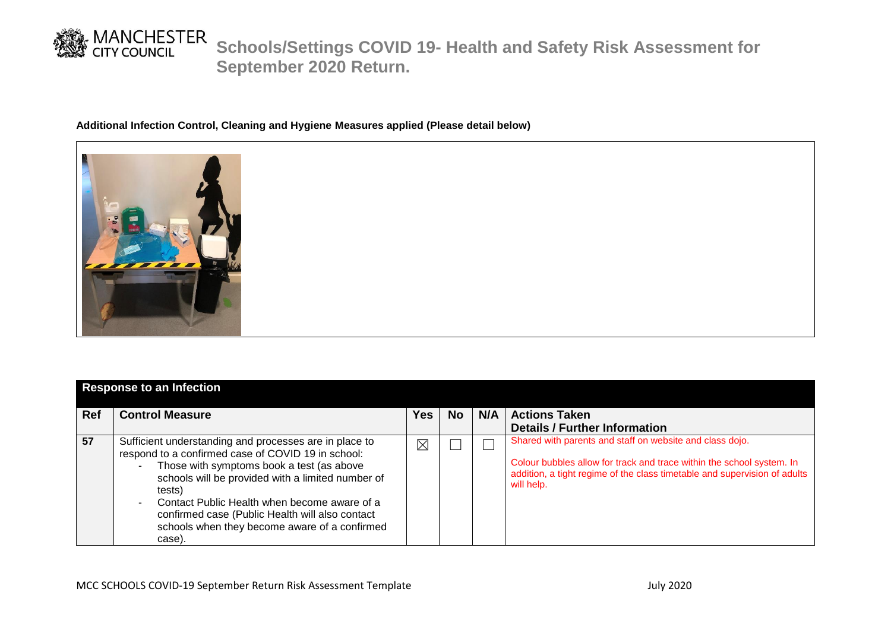**Additional Infection Control, Cleaning and Hygiene Measures applied (Please detail below)**

| Response to an Infection | | | | | |
|---|---|---|---|---|---|
| **Ref** | **Control Measure** | **Yes** | **No** | **N/A** | **Actions Taken Details / Further Information** |
| 57 | Sufficient understanding and processes are in place to respond to a confirmed case of COVID 19 in school:<br>- Those with symptoms book a test (as above schools will be provided with a limited number of tests)<br>- Contact Public Health when become aware of a confirmed case (Public Health will also contact schools when they become aware of a confirmed case). | ☒ | ☐ | ☐ | Shared with parents and staff on website and class dojo.<br><br>Colour bubbles allow for track and trace within the school system. In addition, a tight regime of the class timetable and supervision of adults will help. |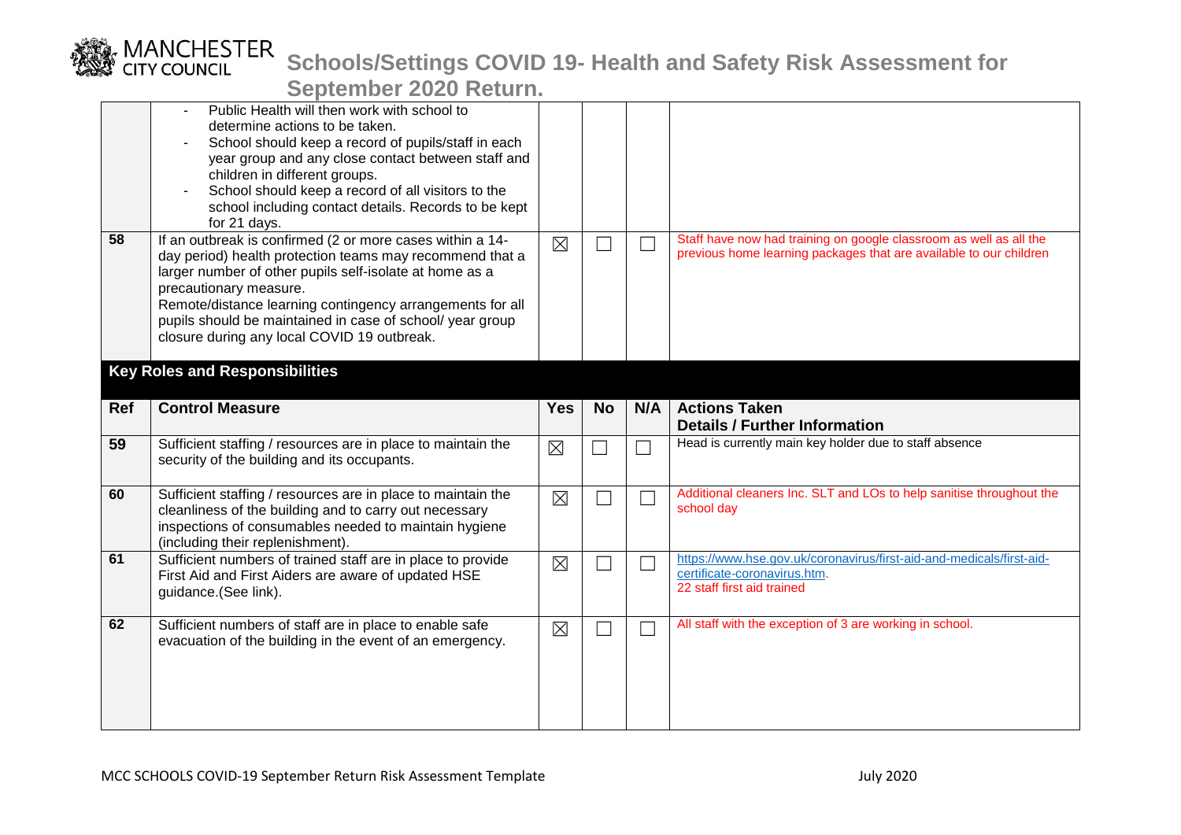| | | | | | |
|---|---|---|---|---|---|
| | - Public Health will then work with school to determine actions to be taken.<br>- School should keep a record of pupils/staff in each year group and any close contact between staff and children in different groups.<br>- School should keep a record of all visitors to the school including contact details. Records to be kept for 21 days. | | | | |
| 58 | If an outbreak is confirmed (2 or more cases within a 14-day period) health protection teams may recommend that a larger number of other pupils self-isolate at home as a precautionary measure.<br>Remote/distance learning contingency arrangements for all pupils should be maintained in case of school/ year group closure during any local COVID 19 outbreak. | ☒ | ☐ | ☐ | Staff have now had training on google classroom as well as all the previous home learning packages that are available to our children |

**Key Roles and Responsibilities**

| Ref | Control Measure | Yes | No | N/A | Actions Taken<br>Details / Further Information |
|---|---|---|---|---|---|
| 59 | Sufficient staffing / resources are in place to maintain the security of the building and its occupants. | ☒ | ☐ | ☐ | Head is currently main key holder due to staff absence |
| 60 | Sufficient staffing / resources are in place to maintain the cleanliness of the building and to carry out necessary inspections of consumables needed to maintain hygiene (including their replenishment). | ☒ | ☐ | ☐ | Additional cleaners Inc. SLT and LOs to help sanitise throughout the school day |
| 61 | Sufficient numbers of trained staff are in place to provide First Aid and First Aiders are aware of updated HSE guidance.(See link). | ☒ | ☐ | ☐ | https://www.hse.gov.uk/coronavirus/first-aid-and-medicals/first-aid-certificate-coronavirus.htm.<br>22 staff first aid trained |
| 62 | Sufficient numbers of staff are in place to enable safe evacuation of the building in the event of an emergency. | ☒ | ☐ | ☐ | All staff with the exception of 3 are working in school. |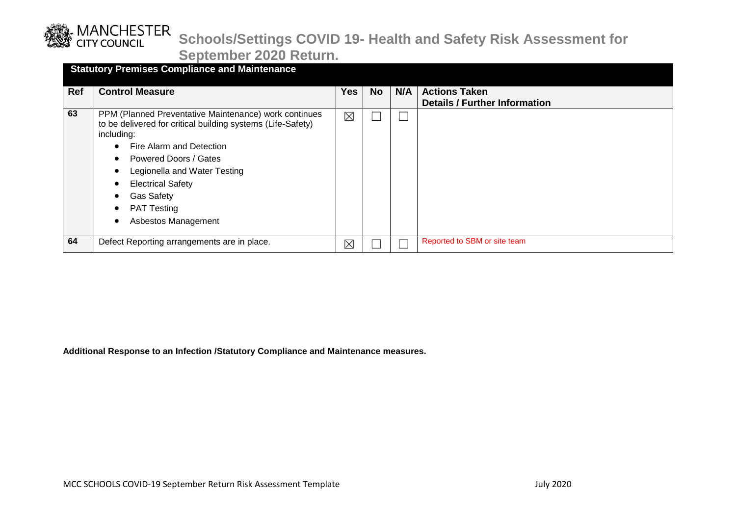# Schools/Settings COVID 19- Health and Safety Risk Assessment for September 2020 Return.

## Statutory Premises Compliance and Maintenance

| Ref | Control Measure | Yes | No | N/A | Actions Taken<br>Details / Further Information |
|---|---|---|---|---|---|
| 63 | PPM (Planned Preventative Maintenance) work continues to be delivered for critical building systems (Life-Safety) including:<br>• Fire Alarm and Detection<br>• Powered Doors / Gates<br>• Legionella and Water Testing<br>• Electrical Safety<br>• Gas Safety<br>• PAT Testing<br>• Asbestos Management | ☒ | ☐ | ☐ | |
| 64 | Defect Reporting arrangements are in place. | ☒ | ☐ | ☐ | Reported to SBM or site team |

**Additional Response to an Infection /Statutory Compliance and Maintenance measures.**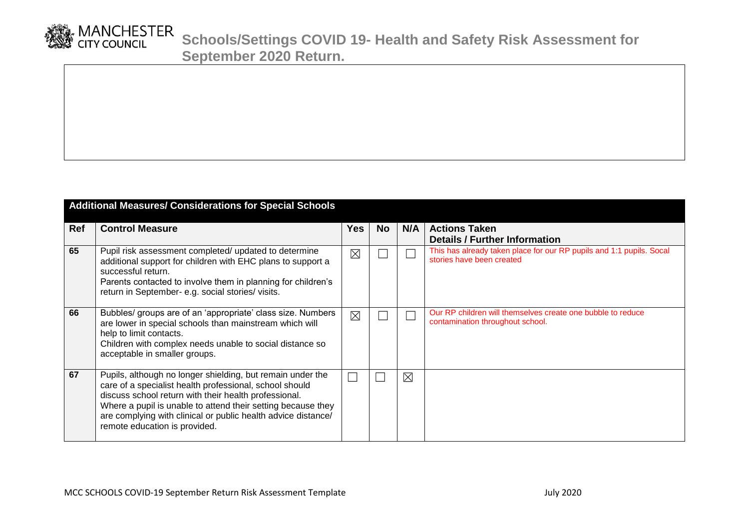| Additional Measures/ Considerations for Special Schools | | | | | |
|---|---|---|---|---|---|
| **Ref** | **Control Measure** | **Yes** | **No** | **N/A** | **Actions Taken Details / Further Information** |
| 65 | Pupil risk assessment completed/ updated to determine additional support for children with EHC plans to support a successful return. Parents contacted to involve them in planning for children's return in September- e.g. social stories/ visits. | ☒ | ☐ | ☐ | This has already taken place for our RP pupils and 1:1 pupils. Socal stories have been created |
| 66 | Bubbles/ groups are of an 'appropriate' class size. Numbers are lower in special schools than mainstream which will help to limit contacts. Children with complex needs unable to social distance so acceptable in smaller groups. | ☒ | ☐ | ☐ | Our RP children will themselves create one bubble to reduce contamination throughout school. |
| 67 | Pupils, although no longer shielding, but remain under the care of a specialist health professional, school should discuss school return with their health professional. Where a pupil is unable to attend their setting because they are complying with clinical or public health advice distance/ remote education is provided. | ☐ | ☐ | ☒ | |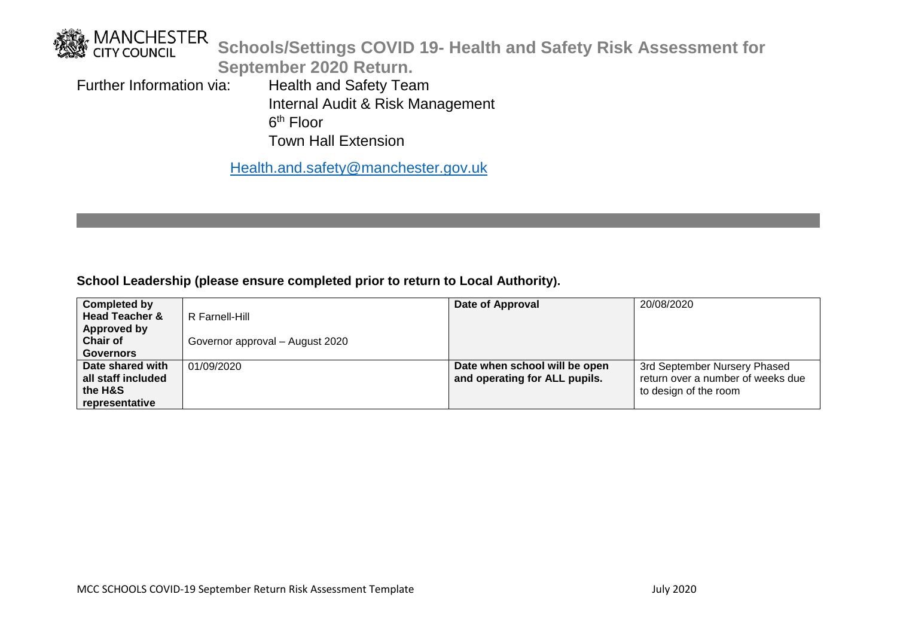# Schools/Settings COVID 19- Health and Safety Risk Assessment for September 2020 Return.

Further Information via: Health and Safety Team
Internal Audit & Risk Management
6th Floor
Town Hall Extension

Health.and.safety@manchester.gov.uk

**School Leadership (please ensure completed prior to return to Local Authority).**

| | | | |
|---|---|---|---|
| **Completed by Head Teacher & Approved by Chair of Governors** | R Farnell-Hill<br>Governor approval – August 2020 | **Date of Approval** | 20/08/2020 |
| **Date shared with all staff included the H&S representative** | 01/09/2020 | **Date when school will be open and operating for ALL pupils.** | 3rd September Nursery Phased return over a number of weeks due to design of the room |